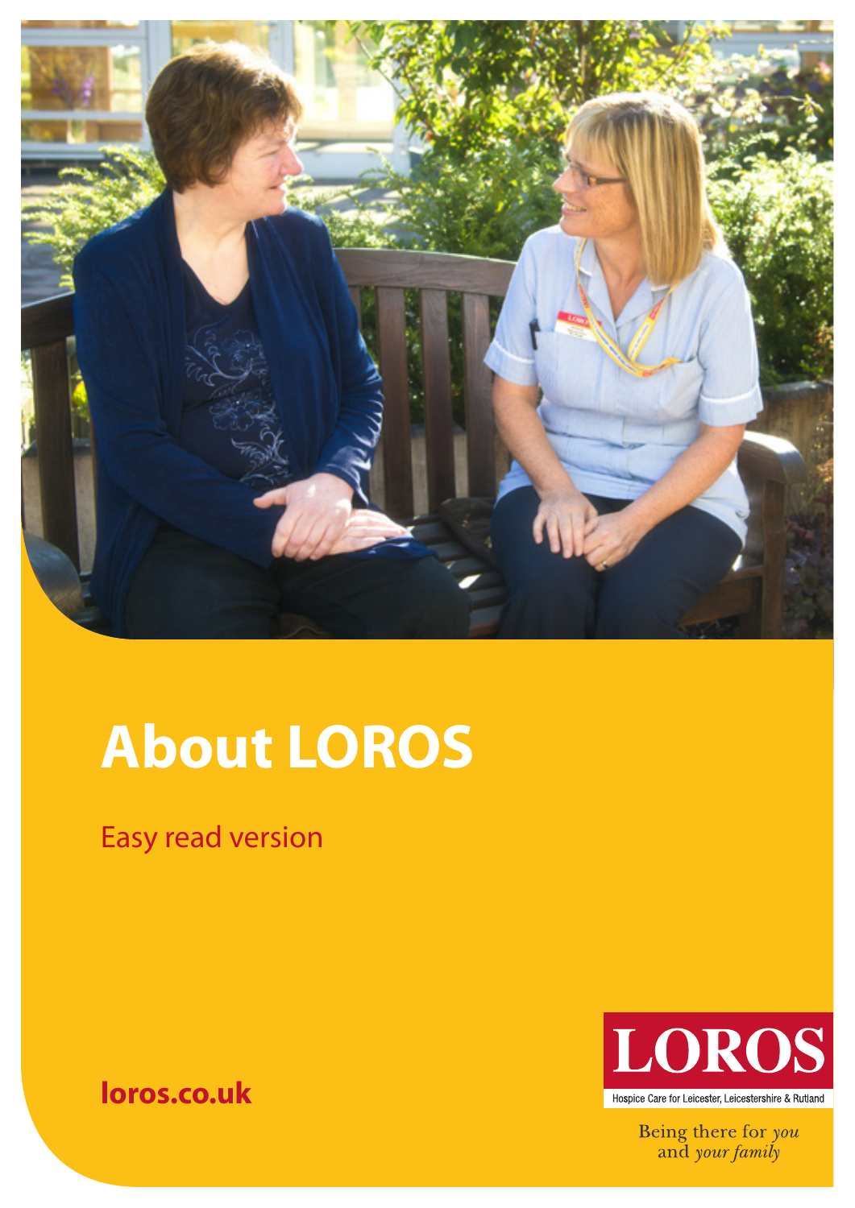# About LOROS

Easy read version

**loros.co.uk**

LOROS

Hospice Care for Leicester, Leicestershire & Rutland

Being there for *you* and *your family*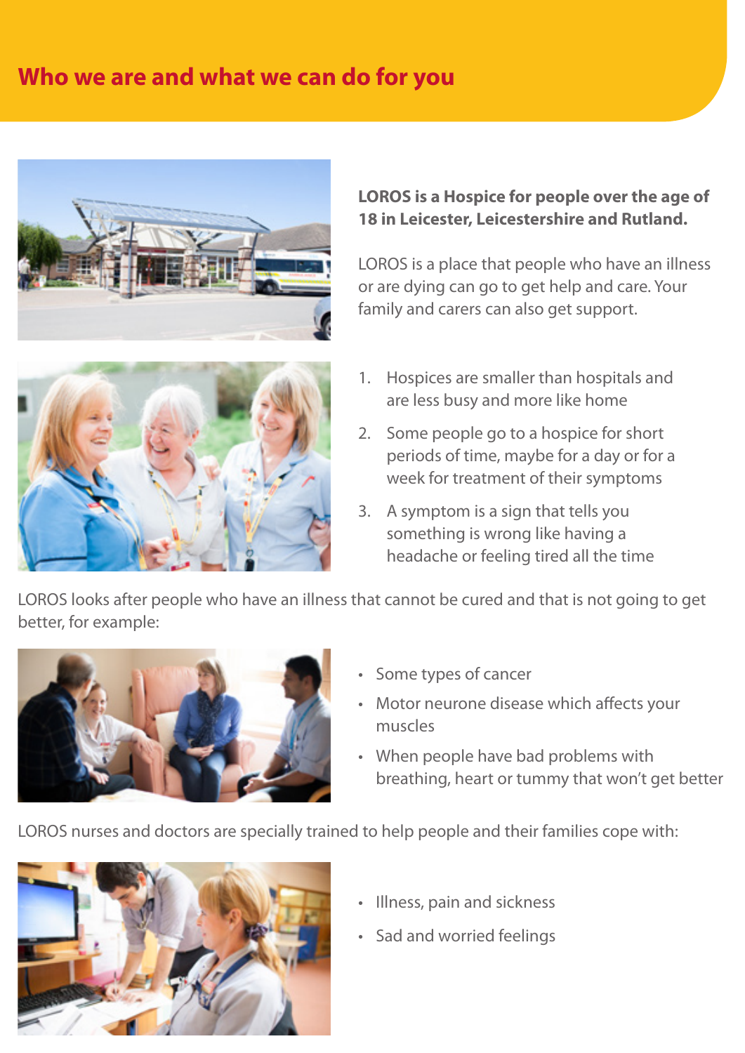## Who we are and what we can do for you

**LOROS is a Hospice for people over the age of 18 in Leicester, Leicestershire and Rutland.**

LOROS is a place that people who have an illness or are dying can go to get help and care. Your family and carers can also get support.

1. Hospices are smaller than hospitals and are less busy and more like home
2. Some people go to a hospice for short periods of time, maybe for a day or for a week for treatment of their symptoms
3. A symptom is a sign that tells you something is wrong like having a headache or feeling tired all the time

LOROS looks after people who have an illness that cannot be cured and that is not going to get better, for example:

- Some types of cancer
- Motor neurone disease which affects your muscles
- When people have bad problems with breathing, heart or tummy that won't get better

LOROS nurses and doctors are specially trained to help people and their families cope with:

- Illness, pain and sickness
- Sad and worried feelings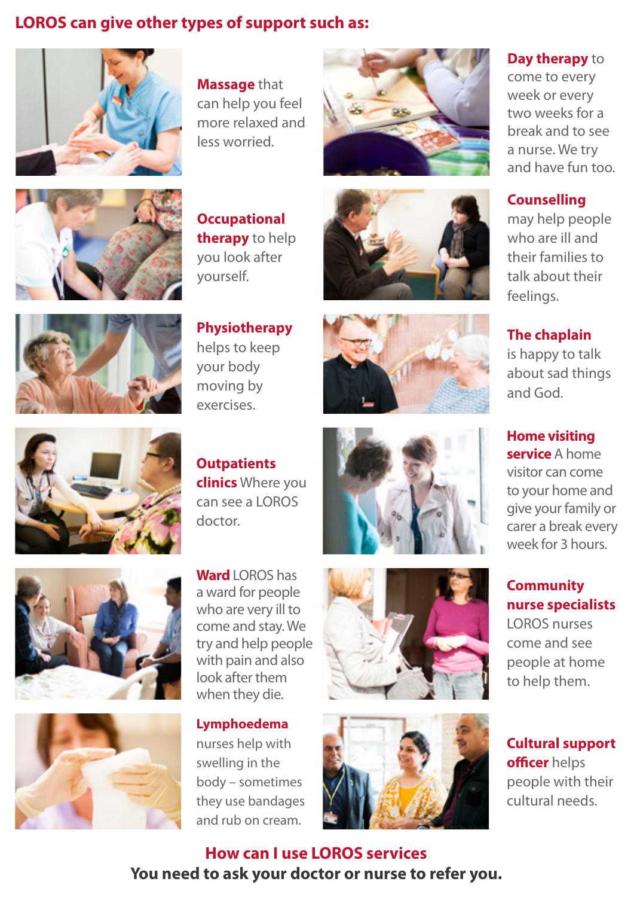## LOROS can give other types of support such as:

**Massage** that can help you feel more relaxed and less worried.

**Day therapy** to come to every week or every two weeks for a break and to see a nurse. We try and have fun too.

**Occupational therapy** to help you look after yourself.

**Counselling** may help people who are ill and their families to talk about their feelings.

**Physiotherapy** helps to keep your body moving by exercises.

**The chaplain** is happy to talk about sad things and God.

**Outpatients clinics** Where you can see a LOROS doctor.

**Home visiting service** A home visitor can come to your home and give your family or carer a break every week for 3 hours.

**Ward** LOROS has a ward for people who are very ill to come and stay. We try and help people with pain and also look after them when they die.

**Community nurse specialists** LOROS nurses come and see people at home to help them.

**Lymphoedema** nurses help with swelling in the body – sometimes they use bandages and rub on cream.

**Cultural support officer** helps people with their cultural needs.

## How can I use LOROS services

**You need to ask your doctor or nurse to refer you.**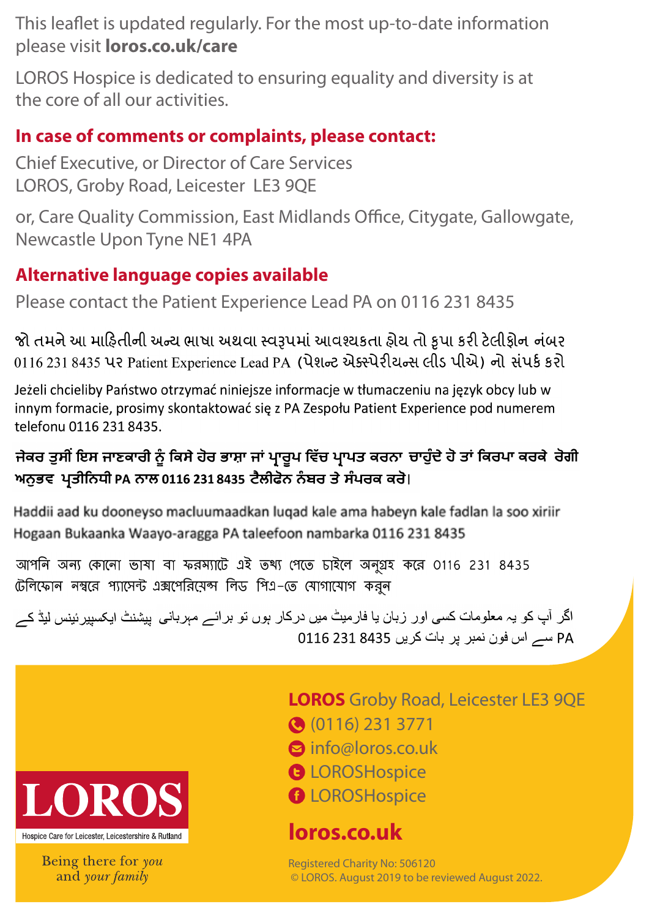This leaflet is updated regularly. For the most up-to-date information please visit **loros.co.uk/care**

LOROS Hospice is dedicated to ensuring equality and diversity is at the core of all our activities.

## In case of comments or complaints, please contact:

Chief Executive, or Director of Care Services
LOROS, Groby Road, Leicester LE3 9QE

or, Care Quality Commission, East Midlands Office, Citygate, Gallowgate, Newcastle Upon Tyne NE1 4PA

## Alternative language copies available

Please contact the Patient Experience Lead PA on 0116 231 8435

જો તમને આ માહિતીની અન્ય ભાષા અથવા સ્વરૂપમાં આવશ્યકતા હોય તો કૃપા કરી ટેલીફોન નંબર 0116 231 8435 પર Patient Experience Lead PA (પેશન્ટ એક્સ્પેરીયન્સ લીડ પીએ) નો સંપર્ક કરો

Jeżeli chcieliby Państwo otrzymać niniejsze informacje w tłumaczeniu na język obcy lub w innym formacie, prosimy skontaktować się z PA Zespołu Patient Experience pod numerem telefonu 0116 231 8435.

**ਜੇਕਰ ਤੁਸੀਂ ਇਸ ਜਾਣਕਾਰੀ ਨੂੰ ਕਿਸੇ ਹੋਰ ਭਾਸ਼ਾ ਜਾਂ ਪ੍ਰਾਰੂਪ ਵਿੱਚ ਪ੍ਰਾਪਤ ਕਰਨਾ ਚਾਹੁੰਦੇ ਹੋ ਤਾਂ ਕਿਰਪਾ ਕਰਕੇ ਰੋਗੀ ਅਨੁਭਵ ਪ੍ਰਤੀਨਿਧੀ PA ਨਾਲ 0116 231 8435 ਟੈਲੀਫੋਨ ਨੰਬਰ ਤੇ ਸੰਪਰਕ ਕਰੋ।**

Haddii aad ku dooneyso macluumaadkan luqad kale ama habeyn kale fadlan la soo xiriir Hogaan Bukaanka Waayo-aragga PA taleefoon nambarka 0116 231 8435

আপনি অন্য কোনো ভাষা বা ফরম্যাটে এই তথ্য পেতে চাইলে অনুগ্রহ করে 0116 231 8435 টেলিফোন নম্বরে প্যাসেন্ট এক্সপেরিয়েন্স লিড পিএ-তে যোগাযোগ করুন

اگر آپ کو یہ معلومات کسی اور زبان یا فارمیٹ میں درکار ہوں تو برائے مہربانی پیشنٹ ایکسپیرئینس لیڈ کے PA سے اس فون نمبر پر بات کریں 0116 231 8435

LOROS
Hospice Care for Leicester, Leicestershire & Rutland

Being there for *you* and *your family*

**LOROS** Groby Road, Leicester LE3 9QE
(0116) 231 3771
info@loros.co.uk
LOROSHospice
LOROSHospice

**loros.co.uk**

Registered Charity No: 506120
© LOROS. August 2019 to be reviewed August 2022.